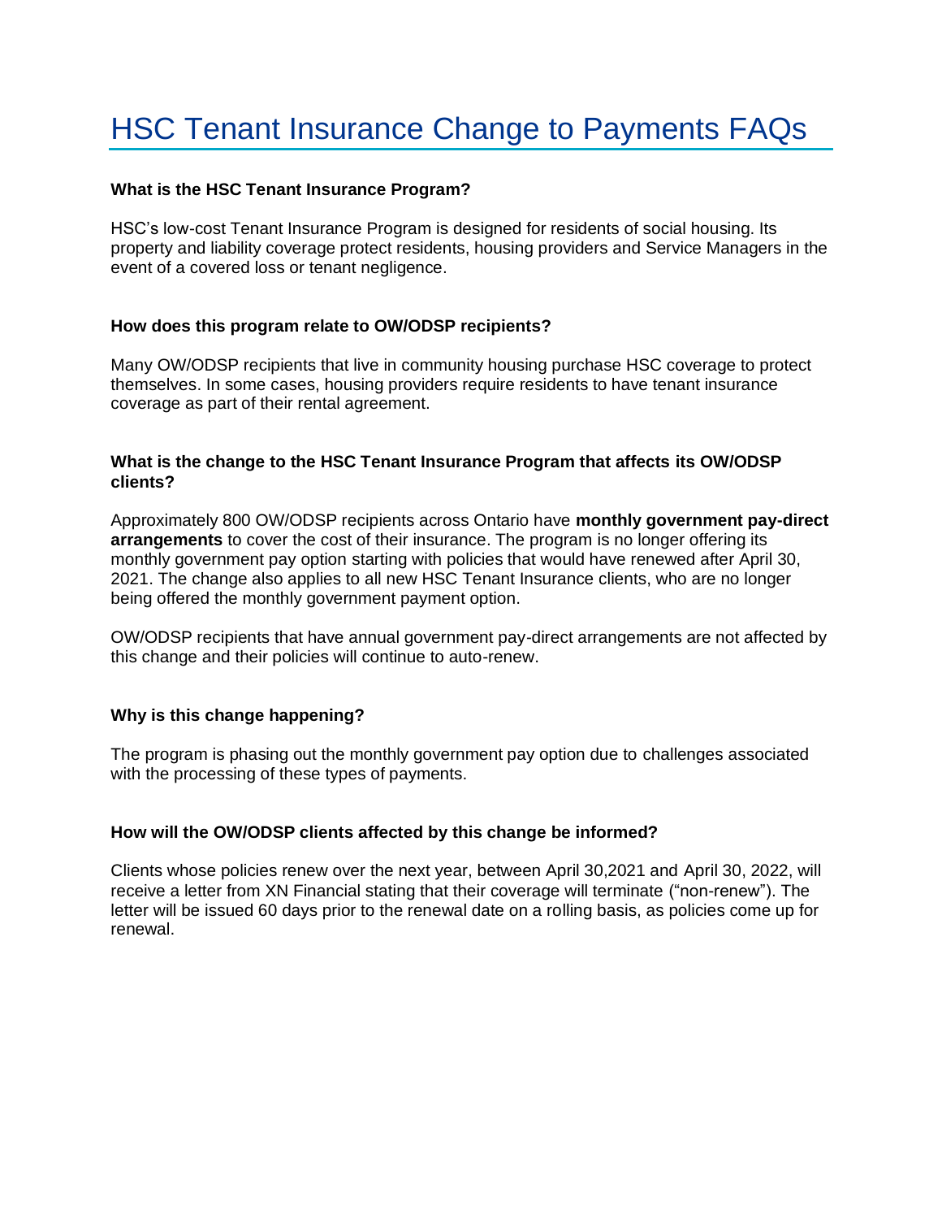# HSC Tenant Insurance Change to Payments FAQs

### What is the HSC Tenant Insurance Program?

HSC's low-cost Tenant Insurance Program is designed for residents of social housing. Its property and liability coverage protect residents, housing providers and Service Managers in the event of a covered loss or tenant negligence.

### How does this program relate to OW/ODSP recipients?

Many OW/ODSP recipients that live in community housing purchase HSC coverage to protect themselves. In some cases, housing providers require residents to have tenant insurance coverage as part of their rental agreement.

### What is the change to the HSC Tenant Insurance Program that affects its OW/ODSP clients?

Approximately 800 OW/ODSP recipients across Ontario have **monthly government pay-direct arrangements** to cover the cost of their insurance. The program is no longer offering its monthly government pay option starting with policies that would have renewed after April 30, 2021. The change also applies to all new HSC Tenant Insurance clients, who are no longer being offered the monthly government payment option.

OW/ODSP recipients that have annual government pay-direct arrangements are not affected by this change and their policies will continue to auto-renew.

### Why is this change happening?

The program is phasing out the monthly government pay option due to challenges associated with the processing of these types of payments.

### How will the OW/ODSP clients affected by this change be informed?

Clients whose policies renew over the next year, between April 30,2021 and April 30, 2022, will receive a letter from XN Financial stating that their coverage will terminate ("non-renew"). The letter will be issued 60 days prior to the renewal date on a rolling basis, as policies come up for renewal.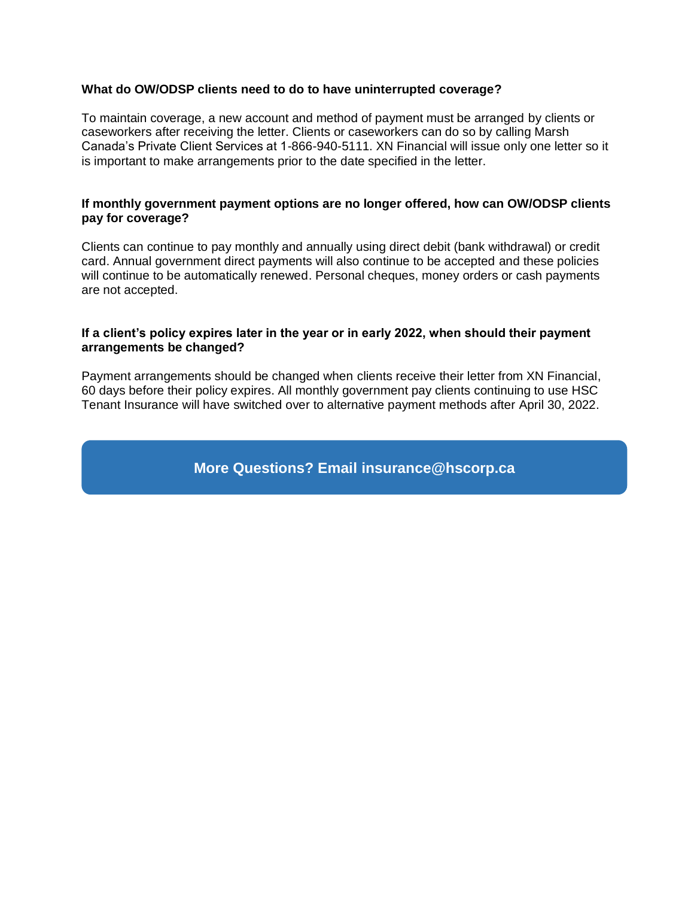**What do OW/ODSP clients need to do to have uninterrupted coverage?**

To maintain coverage, a new account and method of payment must be arranged by clients or caseworkers after receiving the letter. Clients or caseworkers can do so by calling Marsh Canada's Private Client Services at 1-866-940-5111. XN Financial will issue only one letter so it is important to make arrangements prior to the date specified in the letter.

**If monthly government payment options are no longer offered, how can OW/ODSP clients pay for coverage?**

Clients can continue to pay monthly and annually using direct debit (bank withdrawal) or credit card. Annual government direct payments will also continue to be accepted and these policies will continue to be automatically renewed. Personal cheques, money orders or cash payments are not accepted.

**If a client's policy expires later in the year or in early 2022, when should their payment arrangements be changed?**

Payment arrangements should be changed when clients receive their letter from XN Financial, 60 days before their policy expires. All monthly government pay clients continuing to use HSC Tenant Insurance will have switched over to alternative payment methods after April 30, 2022.

**More Questions? Email insurance@hscorp.ca**